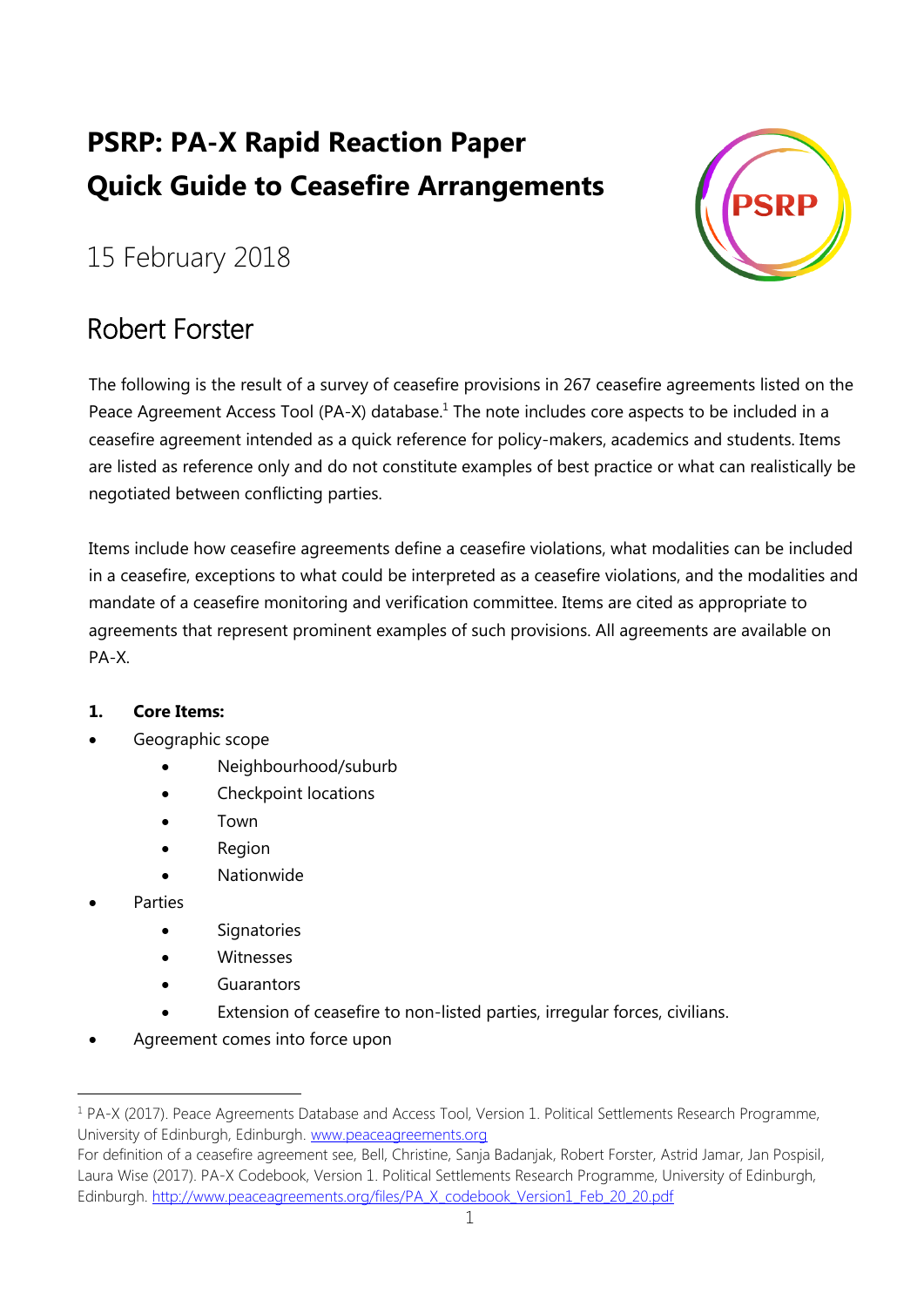# PSRP: PA-X Rapid Reaction Paper
# Quick Guide to Ceasefire Arrangements

## 15 February 2018

## Robert Forster

The following is the result of a survey of ceasefire provisions in 267 ceasefire agreements listed on the Peace Agreement Access Tool (PA-X) database.[1] The note includes core aspects to be included in a ceasefire agreement intended as a quick reference for policy-makers, academics and students. Items are listed as reference only and do not constitute examples of best practice or what can realistically be negotiated between conflicting parties.

Items include how ceasefire agreements define a ceasefire violations, what modalities can be included in a ceasefire, exceptions to what could be interpreted as a ceasefire violations, and the modalities and mandate of a ceasefire monitoring and verification committee. Items are cited as appropriate to agreements that represent prominent examples of such provisions. All agreements are available on PA-X.

**1. Core Items:**

- Geographic scope
  - Neighbourhood/suburb
  - Checkpoint locations
  - Town
  - Region
  - Nationwide
- Parties
  - Signatories
  - Witnesses
  - Guarantors
  - Extension of ceasefire to non-listed parties, irregular forces, civilians.
- Agreement comes into force upon

---

[1] PA-X (2017). Peace Agreements Database and Access Tool, Version 1. Political Settlements Research Programme, University of Edinburgh, Edinburgh. www.peaceagreements.org

For definition of a ceasefire agreement see, Bell, Christine, Sanja Badanjak, Robert Forster, Astrid Jamar, Jan Pospisil, Laura Wise (2017). PA-X Codebook, Version 1. Political Settlements Research Programme, University of Edinburgh, Edinburgh. http://www.peaceagreements.org/files/PA_X_codebook_Version1_Feb_20_20.pdf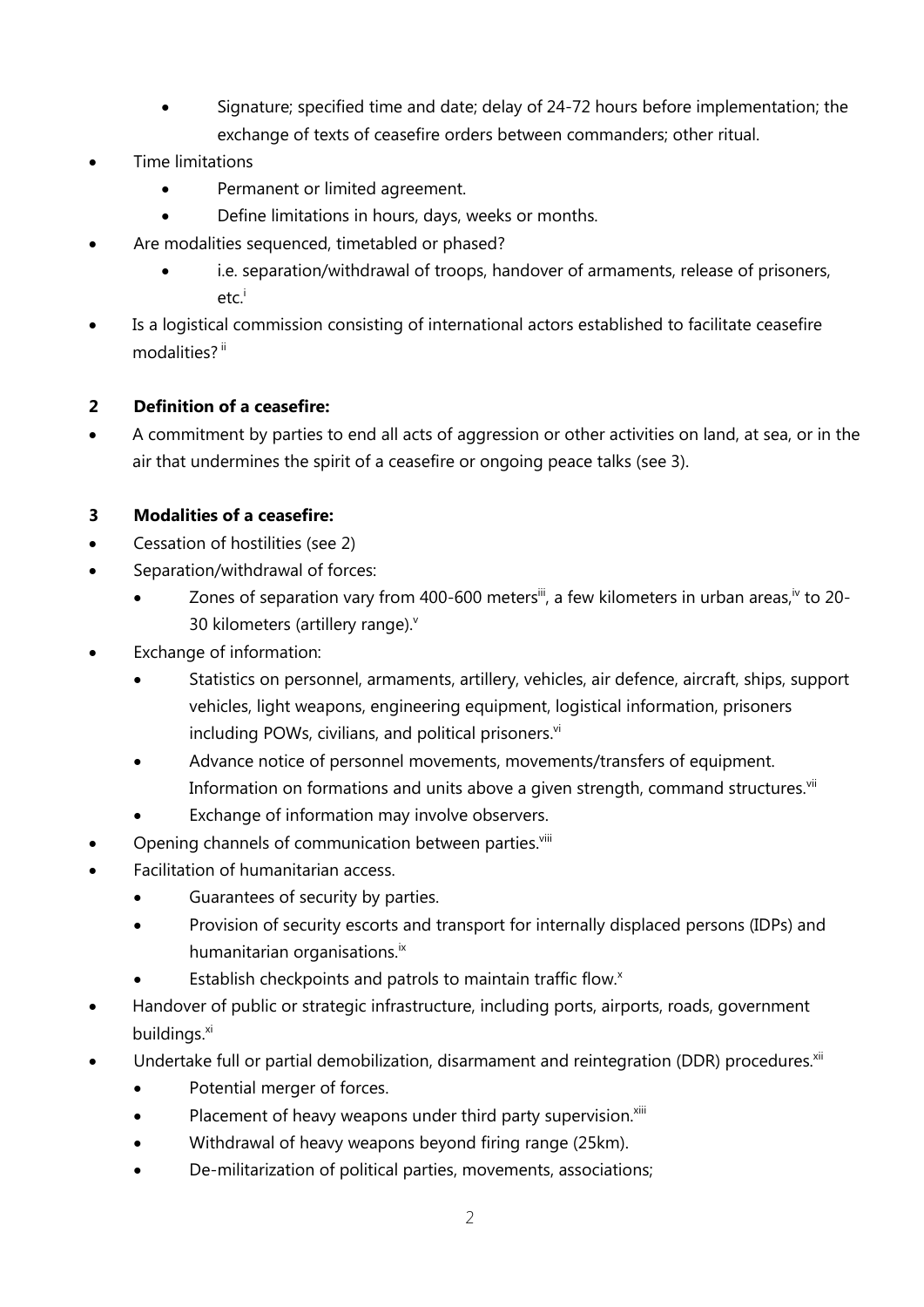- Signature; specified time and date; delay of 24-72 hours before implementation; the exchange of texts of ceasefire orders between commanders; other ritual.
- Time limitations
    - Permanent or limited agreement.
    - Define limitations in hours, days, weeks or months.
- Are modalities sequenced, timetabled or phased?
    - i.e. separation/withdrawal of troops, handover of armaments, release of prisoners, etc.[i]
- Is a logistical commission consisting of international actors established to facilitate ceasefire modalities? [ii]

## 2 Definition of a ceasefire:

- A commitment by parties to end all acts of aggression or other activities on land, at sea, or in the air that undermines the spirit of a ceasefire or ongoing peace talks (see 3).

## 3 Modalities of a ceasefire:

- Cessation of hostilities (see 2)
- Separation/withdrawal of forces:
    - Zones of separation vary from 400-600 meters[iii], a few kilometers in urban areas,[iv] to 20-30 kilometers (artillery range).[v]
- Exchange of information:
    - Statistics on personnel, armaments, artillery, vehicles, air defence, aircraft, ships, support vehicles, light weapons, engineering equipment, logistical information, prisoners including POWs, civilians, and political prisoners.[vi]
    - Advance notice of personnel movements, movements/transfers of equipment. Information on formations and units above a given strength, command structures.[vii]
    - Exchange of information may involve observers.
- Opening channels of communication between parties.[viii]
- Facilitation of humanitarian access.
    - Guarantees of security by parties.
    - Provision of security escorts and transport for internally displaced persons (IDPs) and humanitarian organisations.[ix]
    - Establish checkpoints and patrols to maintain traffic flow.[x]
- Handover of public or strategic infrastructure, including ports, airports, roads, government buildings.[xi]
- Undertake full or partial demobilization, disarmament and reintegration (DDR) procedures.[xii]
    - Potential merger of forces.
    - Placement of heavy weapons under third party supervision.[xiii]
    - Withdrawal of heavy weapons beyond firing range (25km).
    - De-militarization of political parties, movements, associations;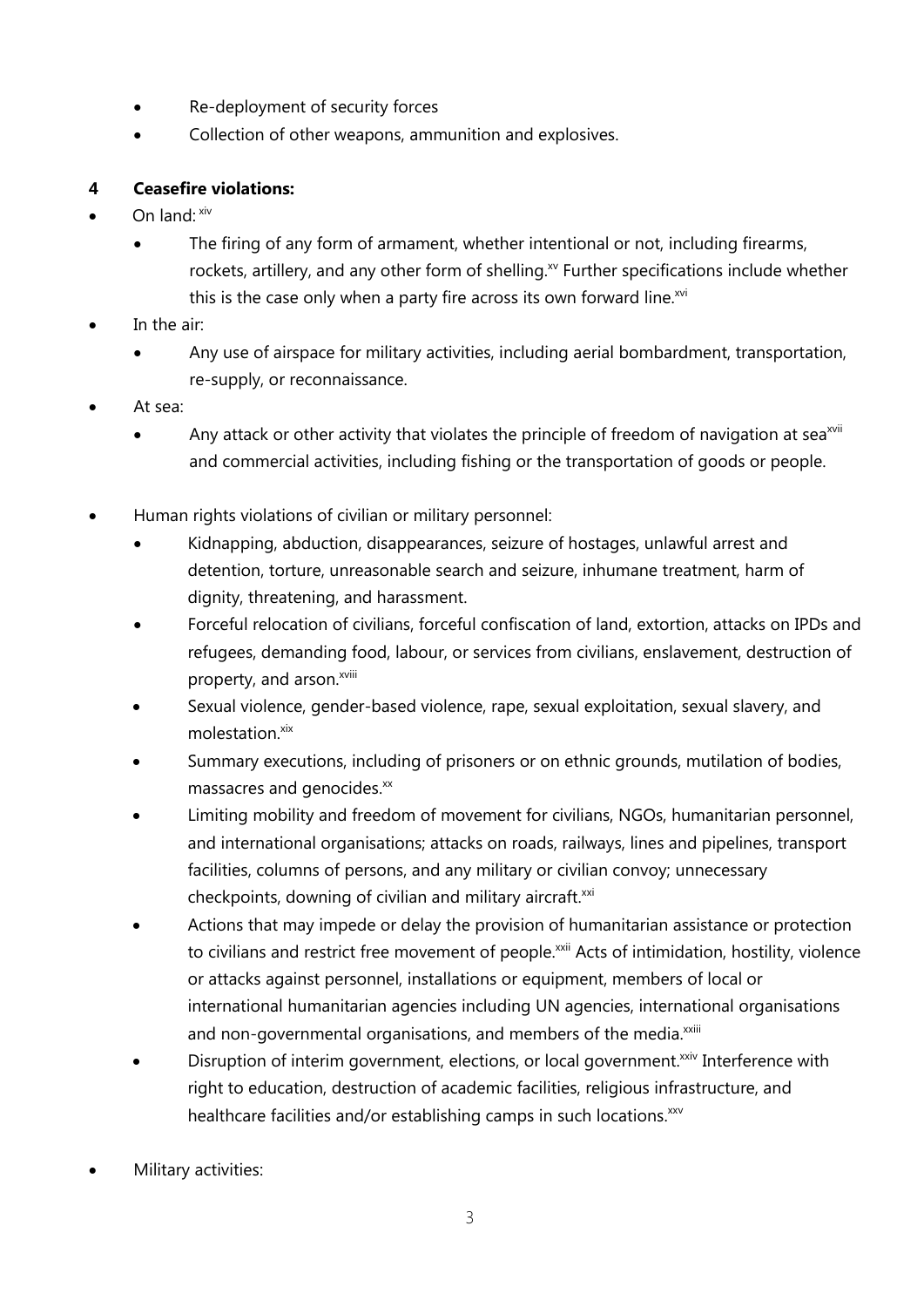- Re-deployment of security forces
- Collection of other weapons, ammunition and explosives.

## 4 Ceasefire violations:

- On land: [xiv]
    - The firing of any form of armament, whether intentional or not, including firearms, rockets, artillery, and any other form of shelling.[xv] Further specifications include whether this is the case only when a party fire across its own forward line.[xvi]
- In the air:
    - Any use of airspace for military activities, including aerial bombardment, transportation, re-supply, or reconnaissance.
- At sea:
    - Any attack or other activity that violates the principle of freedom of navigation at sea[xvii] and commercial activities, including fishing or the transportation of goods or people.

- Human rights violations of civilian or military personnel:
    - Kidnapping, abduction, disappearances, seizure of hostages, unlawful arrest and detention, torture, unreasonable search and seizure, inhumane treatment, harm of dignity, threatening, and harassment.
    - Forceful relocation of civilians, forceful confiscation of land, extortion, attacks on IPDs and refugees, demanding food, labour, or services from civilians, enslavement, destruction of property, and arson.[xviii]
    - Sexual violence, gender-based violence, rape, sexual exploitation, sexual slavery, and molestation.[xix]
    - Summary executions, including of prisoners or on ethnic grounds, mutilation of bodies, massacres and genocides.[xx]
    - Limiting mobility and freedom of movement for civilians, NGOs, humanitarian personnel, and international organisations; attacks on roads, railways, lines and pipelines, transport facilities, columns of persons, and any military or civilian convoy; unnecessary checkpoints, downing of civilian and military aircraft.[xxi]
    - Actions that may impede or delay the provision of humanitarian assistance or protection to civilians and restrict free movement of people.[xxii] Acts of intimidation, hostility, violence or attacks against personnel, installations or equipment, members of local or international humanitarian agencies including UN agencies, international organisations and non-governmental organisations, and members of the media.[xxiii]
    - Disruption of interim government, elections, or local government.[xxiv] Interference with right to education, destruction of academic facilities, religious infrastructure, and healthcare facilities and/or establishing camps in such locations.[xxv]

- Military activities: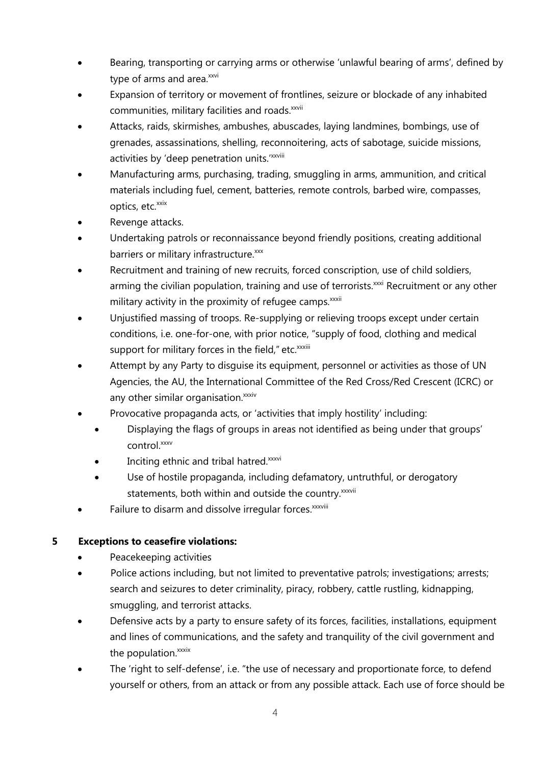- Bearing, transporting or carrying arms or otherwise 'unlawful bearing of arms', defined by type of arms and area.[xxvi]
- Expansion of territory or movement of frontlines, seizure or blockade of any inhabited communities, military facilities and roads.[xxvii]
- Attacks, raids, skirmishes, ambushes, abuscades, laying landmines, bombings, use of grenades, assassinations, shelling, reconnoitering, acts of sabotage, suicide missions, activities by 'deep penetration units.'[xxviii]
- Manufacturing arms, purchasing, trading, smuggling in arms, ammunition, and critical materials including fuel, cement, batteries, remote controls, barbed wire, compasses, optics, etc.[xxix]
- Revenge attacks.
- Undertaking patrols or reconnaissance beyond friendly positions, creating additional barriers or military infrastructure.[xxx]
- Recruitment and training of new recruits, forced conscription, use of child soldiers, arming the civilian population, training and use of terrorists.[xxxi] Recruitment or any other military activity in the proximity of refugee camps.[xxxii]
- Unjustified massing of troops. Re-supplying or relieving troops except under certain conditions, i.e. one-for-one, with prior notice, "supply of food, clothing and medical support for military forces in the field," etc.[xxxiii]
- Attempt by any Party to disguise its equipment, personnel or activities as those of UN Agencies, the AU, the International Committee of the Red Cross/Red Crescent (ICRC) or any other similar organisation.[xxxiv]
- Provocative propaganda acts, or 'activities that imply hostility' including:
  - Displaying the flags of groups in areas not identified as being under that groups' control.[xxxv]
  - Inciting ethnic and tribal hatred.[xxxvi]
  - Use of hostile propaganda, including defamatory, untruthful, or derogatory statements, both within and outside the country.[xxxvii]
- Failure to disarm and dissolve irregular forces.[xxxviii]

## 5 Exceptions to ceasefire violations:

- Peacekeeping activities
- Police actions including, but not limited to preventative patrols; investigations; arrests; search and seizures to deter criminality, piracy, robbery, cattle rustling, kidnapping, smuggling, and terrorist attacks.
- Defensive acts by a party to ensure safety of its forces, facilities, installations, equipment and lines of communications, and the safety and tranquility of the civil government and the population.[xxxix]
- The 'right to self-defense', i.e. "the use of necessary and proportionate force, to defend yourself or others, from an attack or from any possible attack. Each use of force should be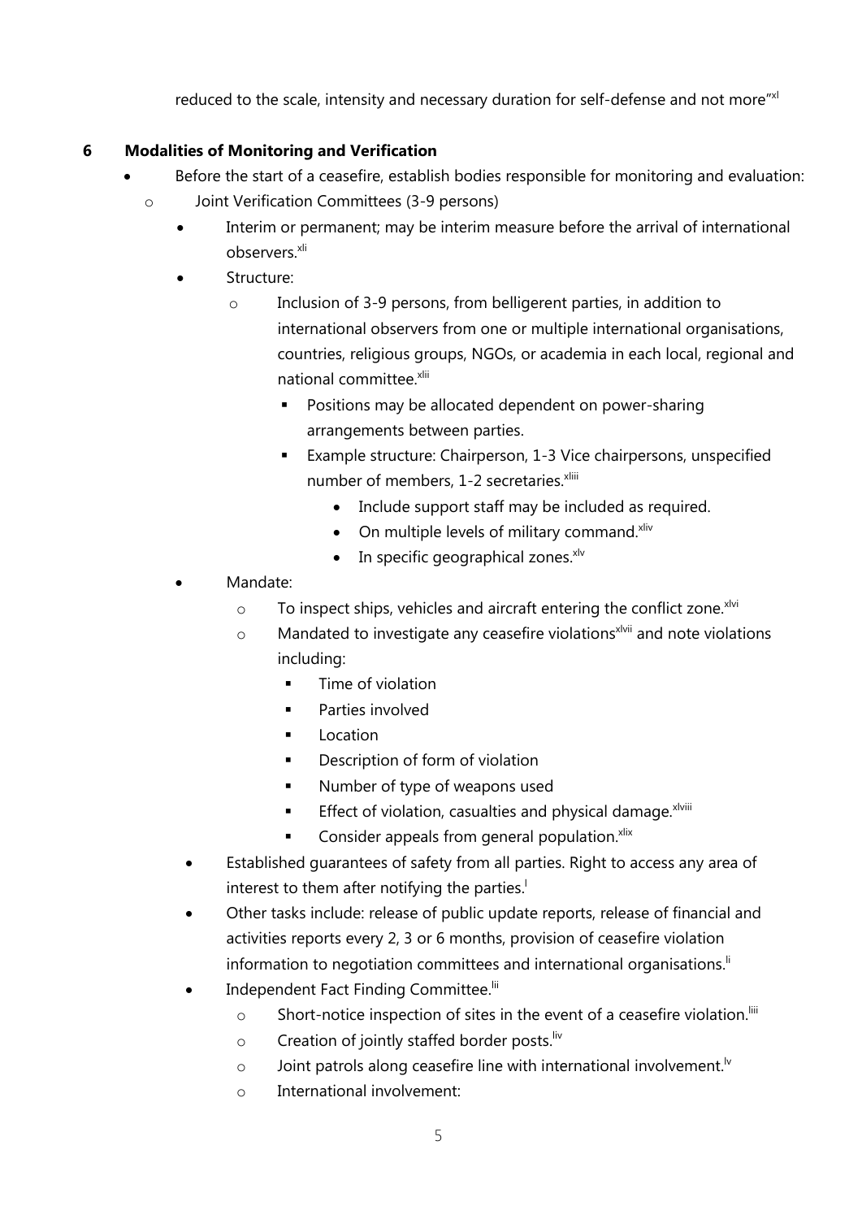reduced to the scale, intensity and necessary duration for self-defense and not more"[xl]

## 6 Modalities of Monitoring and Verification

- Before the start of a ceasefire, establish bodies responsible for monitoring and evaluation:
  - Joint Verification Committees (3-9 persons)
    - Interim or permanent; may be interim measure before the arrival of international observers.[xli]
    - Structure:
      - Inclusion of 3-9 persons, from belligerent parties, in addition to international observers from one or multiple international organisations, countries, religious groups, NGOs, or academia in each local, regional and national committee.[xlii]
        - Positions may be allocated dependent on power-sharing arrangements between parties.
        - Example structure: Chairperson, 1-3 Vice chairpersons, unspecified number of members, 1-2 secretaries.[xliii]
          - Include support staff may be included as required.
          - On multiple levels of military command.[xliv]
          - In specific geographical zones.[xlv]
    - Mandate:
      - To inspect ships, vehicles and aircraft entering the conflict zone.[xlvi]
      - Mandated to investigate any ceasefire violations[xlvii] and note violations including:
        - Time of violation
        - Parties involved
        - Location
        - Description of form of violation
        - Number of type of weapons used
        - Effect of violation, casualties and physical damage.[xlviii]
        - Consider appeals from general population.[xlix]
    - Established guarantees of safety from all parties. Right to access any area of interest to them after notifying the parties.[l]
    - Other tasks include: release of public update reports, release of financial and activities reports every 2, 3 or 6 months, provision of ceasefire violation information to negotiation committees and international organisations.[li]
    - Independent Fact Finding Committee.[lii]
      - Short-notice inspection of sites in the event of a ceasefire violation.[liii]
      - Creation of jointly staffed border posts.[liv]
      - Joint patrols along ceasefire line with international involvement.[lv]
      - International involvement: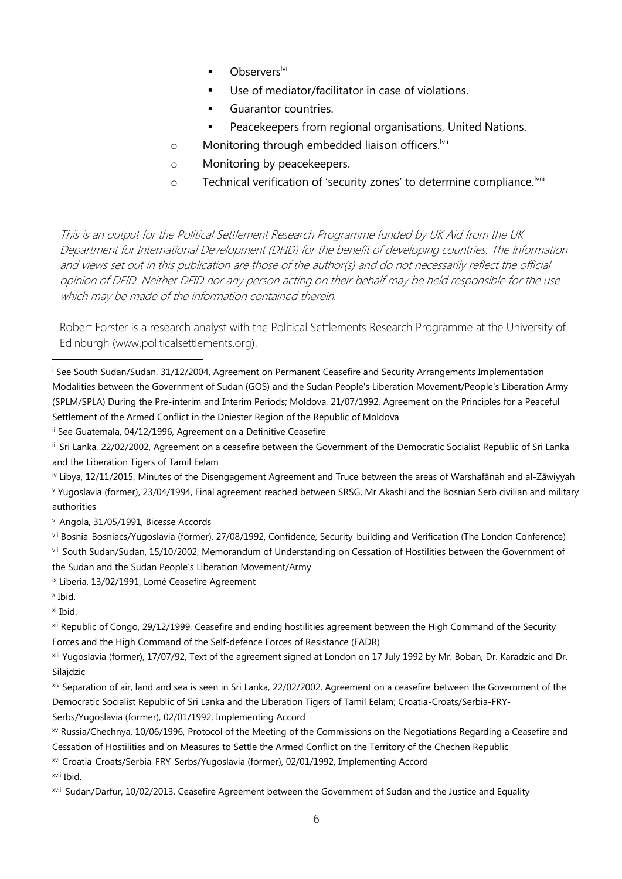- Observers[lvi]
    - Use of mediator/facilitator in case of violations.
    - Guarantor countries.
    - Peacekeepers from regional organisations, United Nations.
  - Monitoring through embedded liaison officers.[lvii]
  - Monitoring by peacekeepers.
  - Technical verification of 'security zones' to determine compliance.[lviii]

*This is an output for the Political Settlement Research Programme funded by UK Aid from the UK Department for International Development (DFID) for the benefit of developing countries. The information and views set out in this publication are those of the author(s) and do not necessarily reflect the official opinion of DFID. Neither DFID nor any person acting on their behalf may be held responsible for the use which may be made of the information contained therein.*

Robert Forster is a research analyst with the Political Settlements Research Programme at the University of Edinburgh (www.politicalsettlements.org).

---

[i] See South Sudan/Sudan, 31/12/2004, Agreement on Permanent Ceasefire and Security Arrangements Implementation Modalities between the Government of Sudan (GOS) and the Sudan People's Liberation Movement/People's Liberation Army (SPLM/SPLA) During the Pre-interim and Interim Periods; Moldova, 21/07/1992, Agreement on the Principles for a Peaceful Settlement of the Armed Conflict in the Dniester Region of the Republic of Moldova

[ii] See Guatemala, 04/12/1996, Agreement on a Definitive Ceasefire

[iii] Sri Lanka, 22/02/2002, Agreement on a ceasefire between the Government of the Democratic Socialist Republic of Sri Lanka and the Liberation Tigers of Tamil Eelam

[iv] Libya, 12/11/2015, Minutes of the Disengagement Agreement and Truce between the areas of Warshafānah and al-Zāwiyyah

[v] Yugoslavia (former), 23/04/1994, Final agreement reached between SRSG, Mr Akashi and the Bosnian Serb civilian and military authorities

[vi] Angola, 31/05/1991, Bicesse Accords

[vii] Bosnia-Bosniacs/Yugoslavia (former), 27/08/1992, Confidence, Security-building and Verification (The London Conference)

[viii] South Sudan/Sudan, 15/10/2002, Memorandum of Understanding on Cessation of Hostilities between the Government of the Sudan and the Sudan People's Liberation Movement/Army

[ix] Liberia, 13/02/1991, Lomé Ceasefire Agreement

[x] Ibid.

[xi] Ibid.

[xii] Republic of Congo, 29/12/1999, Ceasefire and ending hostilities agreement between the High Command of the Security Forces and the High Command of the Self-defence Forces of Resistance (FADR)

[xiii] Yugoslavia (former), 17/07/92, Text of the agreement signed at London on 17 July 1992 by Mr. Boban, Dr. Karadzic and Dr. Silajdzic

[xiv] Separation of air, land and sea is seen in Sri Lanka, 22/02/2002, Agreement on a ceasefire between the Government of the Democratic Socialist Republic of Sri Lanka and the Liberation Tigers of Tamil Eelam; Croatia-Croats/Serbia-FRY-Serbs/Yugoslavia (former), 02/01/1992, Implementing Accord

[xv] Russia/Chechnya, 10/06/1996, Protocol of the Meeting of the Commissions on the Negotiations Regarding a Ceasefire and Cessation of Hostilities and on Measures to Settle the Armed Conflict on the Territory of the Chechen Republic

[xvi] Croatia-Croats/Serbia-FRY-Serbs/Yugoslavia (former), 02/01/1992, Implementing Accord

[xvii] Ibid.

[xviii] Sudan/Darfur, 10/02/2013, Ceasefire Agreement between the Government of Sudan and the Justice and Equality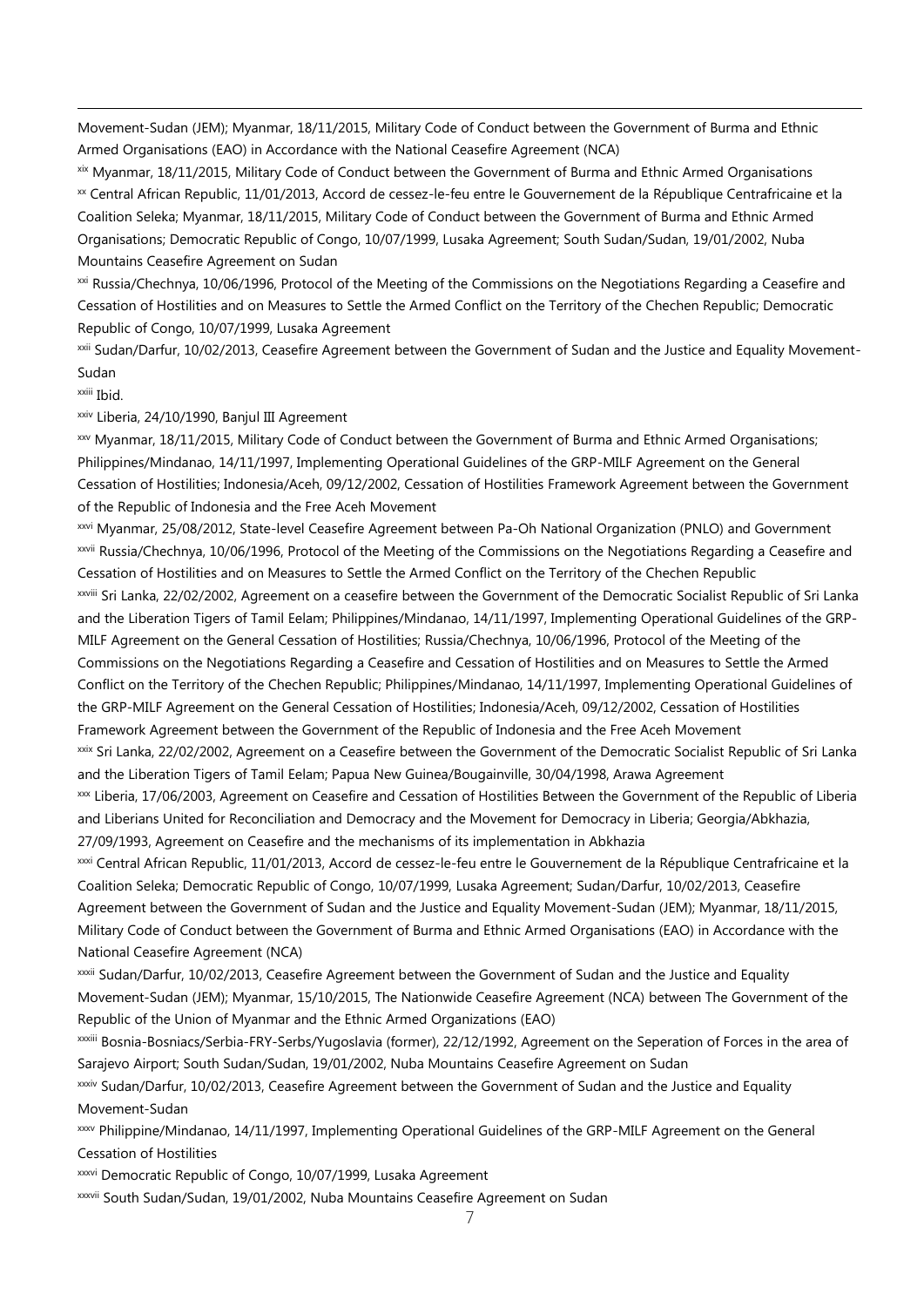Movement-Sudan (JEM); Myanmar, 18/11/2015, Military Code of Conduct between the Government of Burma and Ethnic Armed Organisations (EAO) in Accordance with the National Ceasefire Agreement (NCA)

[xix] Myanmar, 18/11/2015, Military Code of Conduct between the Government of Burma and Ethnic Armed Organisations

[xx] Central African Republic, 11/01/2013, Accord de cessez-le-feu entre le Gouvernement de la République Centrafricaine et la Coalition Seleka; Myanmar, 18/11/2015, Military Code of Conduct between the Government of Burma and Ethnic Armed Organisations; Democratic Republic of Congo, 10/07/1999, Lusaka Agreement; South Sudan/Sudan, 19/01/2002, Nuba Mountains Ceasefire Agreement on Sudan

[xxi] Russia/Chechnya, 10/06/1996, Protocol of the Meeting of the Commissions on the Negotiations Regarding a Ceasefire and Cessation of Hostilities and on Measures to Settle the Armed Conflict on the Territory of the Chechen Republic; Democratic Republic of Congo, 10/07/1999, Lusaka Agreement

[xxii] Sudan/Darfur, 10/02/2013, Ceasefire Agreement between the Government of Sudan and the Justice and Equality Movement-Sudan

[xxiii] Ibid.

[xxiv] Liberia, 24/10/1990, Banjul III Agreement

[xxv] Myanmar, 18/11/2015, Military Code of Conduct between the Government of Burma and Ethnic Armed Organisations; Philippines/Mindanao, 14/11/1997, Implementing Operational Guidelines of the GRP-MILF Agreement on the General Cessation of Hostilities; Indonesia/Aceh, 09/12/2002, Cessation of Hostilities Framework Agreement between the Government of the Republic of Indonesia and the Free Aceh Movement

[xxvi] Myanmar, 25/08/2012, State-level Ceasefire Agreement between Pa-Oh National Organization (PNLO) and Government

[xxvii] Russia/Chechnya, 10/06/1996, Protocol of the Meeting of the Commissions on the Negotiations Regarding a Ceasefire and Cessation of Hostilities and on Measures to Settle the Armed Conflict on the Territory of the Chechen Republic

[xxviii] Sri Lanka, 22/02/2002, Agreement on a ceasefire between the Government of the Democratic Socialist Republic of Sri Lanka and the Liberation Tigers of Tamil Eelam; Philippines/Mindanao, 14/11/1997, Implementing Operational Guidelines of the GRP-MILF Agreement on the General Cessation of Hostilities; Russia/Chechnya, 10/06/1996, Protocol of the Meeting of the Commissions on the Negotiations Regarding a Ceasefire and Cessation of Hostilities and on Measures to Settle the Armed Conflict on the Territory of the Chechen Republic; Philippines/Mindanao, 14/11/1997, Implementing Operational Guidelines of the GRP-MILF Agreement on the General Cessation of Hostilities; Indonesia/Aceh, 09/12/2002, Cessation of Hostilities Framework Agreement between the Government of the Republic of Indonesia and the Free Aceh Movement

[xxix] Sri Lanka, 22/02/2002, Agreement on a Ceasefire between the Government of the Democratic Socialist Republic of Sri Lanka and the Liberation Tigers of Tamil Eelam; Papua New Guinea/Bougainville, 30/04/1998, Arawa Agreement

[xxx] Liberia, 17/06/2003, Agreement on Ceasefire and Cessation of Hostilities Between the Government of the Republic of Liberia and Liberians United for Reconciliation and Democracy and the Movement for Democracy in Liberia; Georgia/Abkhazia, 27/09/1993, Agreement on Ceasefire and the mechanisms of its implementation in Abkhazia

[xxxi] Central African Republic, 11/01/2013, Accord de cessez-le-feu entre le Gouvernement de la République Centrafricaine et la Coalition Seleka; Democratic Republic of Congo, 10/07/1999, Lusaka Agreement; Sudan/Darfur, 10/02/2013, Ceasefire Agreement between the Government of Sudan and the Justice and Equality Movement-Sudan (JEM); Myanmar, 18/11/2015, Military Code of Conduct between the Government of Burma and Ethnic Armed Organisations (EAO) in Accordance with the National Ceasefire Agreement (NCA)

[xxxii] Sudan/Darfur, 10/02/2013, Ceasefire Agreement between the Government of Sudan and the Justice and Equality Movement-Sudan (JEM); Myanmar, 15/10/2015, The Nationwide Ceasefire Agreement (NCA) between The Government of the Republic of the Union of Myanmar and the Ethnic Armed Organizations (EAO)

[xxxiii] Bosnia-Bosniacs/Serbia-FRY-Serbs/Yugoslavia (former), 22/12/1992, Agreement on the Seperation of Forces in the area of Sarajevo Airport; South Sudan/Sudan, 19/01/2002, Nuba Mountains Ceasefire Agreement on Sudan

[xxxiv] Sudan/Darfur, 10/02/2013, Ceasefire Agreement between the Government of Sudan and the Justice and Equality Movement-Sudan

[xxxv] Philippine/Mindanao, 14/11/1997, Implementing Operational Guidelines of the GRP-MILF Agreement on the General Cessation of Hostilities

[xxxvi] Democratic Republic of Congo, 10/07/1999, Lusaka Agreement

[xxxvii] South Sudan/Sudan, 19/01/2002, Nuba Mountains Ceasefire Agreement on Sudan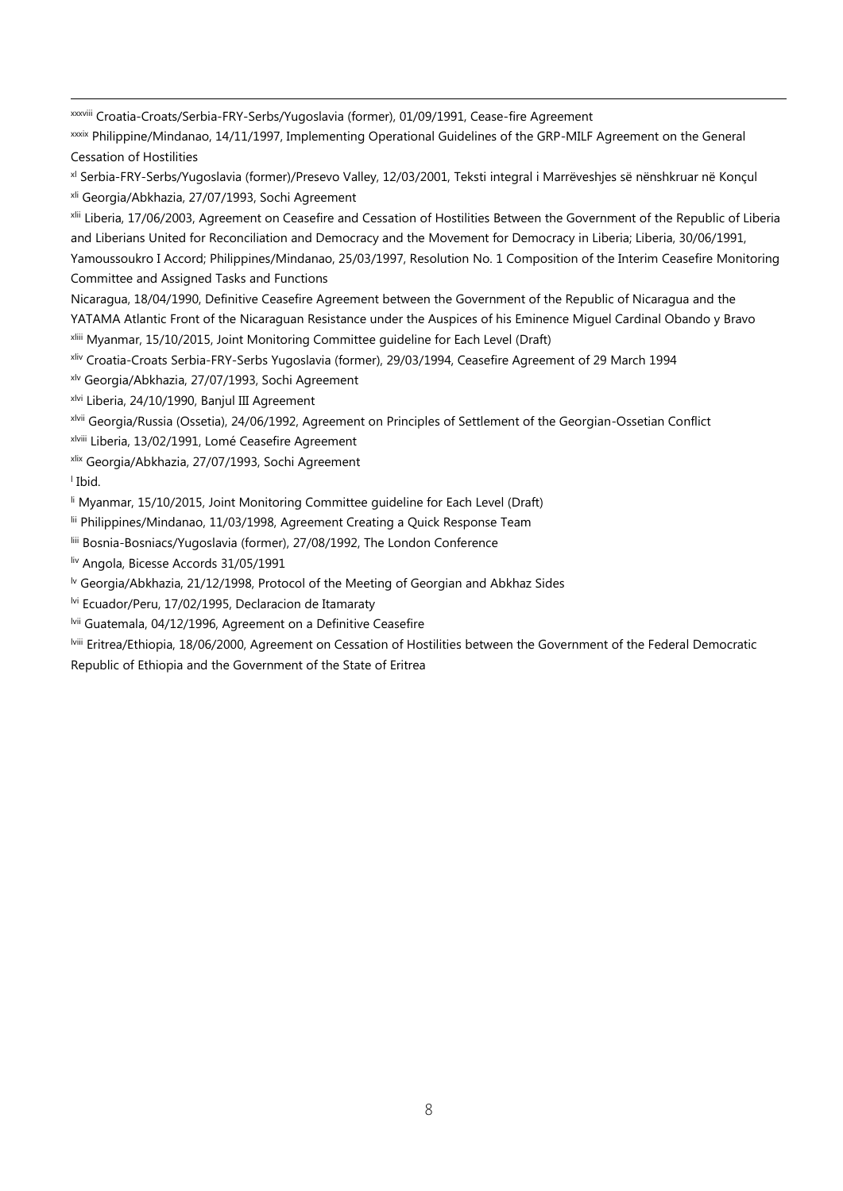[xxxviii] Croatia-Croats/Serbia-FRY-Serbs/Yugoslavia (former), 01/09/1991, Cease-fire Agreement

[xxxix] Philippine/Mindanao, 14/11/1997, Implementing Operational Guidelines of the GRP-MILF Agreement on the General Cessation of Hostilities

[xl] Serbia-FRY-Serbs/Yugoslavia (former)/Presevo Valley, 12/03/2001, Teksti integral i Marrëveshjes së nënshkruar në Konçul

[xli] Georgia/Abkhazia, 27/07/1993, Sochi Agreement

[xlii] Liberia, 17/06/2003, Agreement on Ceasefire and Cessation of Hostilities Between the Government of the Republic of Liberia and Liberians United for Reconciliation and Democracy and the Movement for Democracy in Liberia; Liberia, 30/06/1991, Yamoussoukro I Accord; Philippines/Mindanao, 25/03/1997, Resolution No. 1 Composition of the Interim Ceasefire Monitoring Committee and Assigned Tasks and Functions

Nicaragua, 18/04/1990, Definitive Ceasefire Agreement between the Government of the Republic of Nicaragua and the YATAMA Atlantic Front of the Nicaraguan Resistance under the Auspices of his Eminence Miguel Cardinal Obando y Bravo

[xliii] Myanmar, 15/10/2015, Joint Monitoring Committee guideline for Each Level (Draft)

[xliv] Croatia-Croats Serbia-FRY-Serbs Yugoslavia (former), 29/03/1994, Ceasefire Agreement of 29 March 1994

[xlv] Georgia/Abkhazia, 27/07/1993, Sochi Agreement

[xlvi] Liberia, 24/10/1990, Banjul III Agreement

[xlvii] Georgia/Russia (Ossetia), 24/06/1992, Agreement on Principles of Settlement of the Georgian-Ossetian Conflict

[xlviii] Liberia, 13/02/1991, Lomé Ceasefire Agreement

[xlix] Georgia/Abkhazia, 27/07/1993, Sochi Agreement

[l] Ibid.

[li] Myanmar, 15/10/2015, Joint Monitoring Committee guideline for Each Level (Draft)

[lii] Philippines/Mindanao, 11/03/1998, Agreement Creating a Quick Response Team

[liii] Bosnia-Bosniacs/Yugoslavia (former), 27/08/1992, The London Conference

[liv] Angola, Bicesse Accords 31/05/1991

[lv] Georgia/Abkhazia, 21/12/1998, Protocol of the Meeting of Georgian and Abkhaz Sides

[lvi] Ecuador/Peru, 17/02/1995, Declaracion de Itamaraty

[lvii] Guatemala, 04/12/1996, Agreement on a Definitive Ceasefire

[lviii] Eritrea/Ethiopia, 18/06/2000, Agreement on Cessation of Hostilities between the Government of the Federal Democratic Republic of Ethiopia and the Government of the State of Eritrea